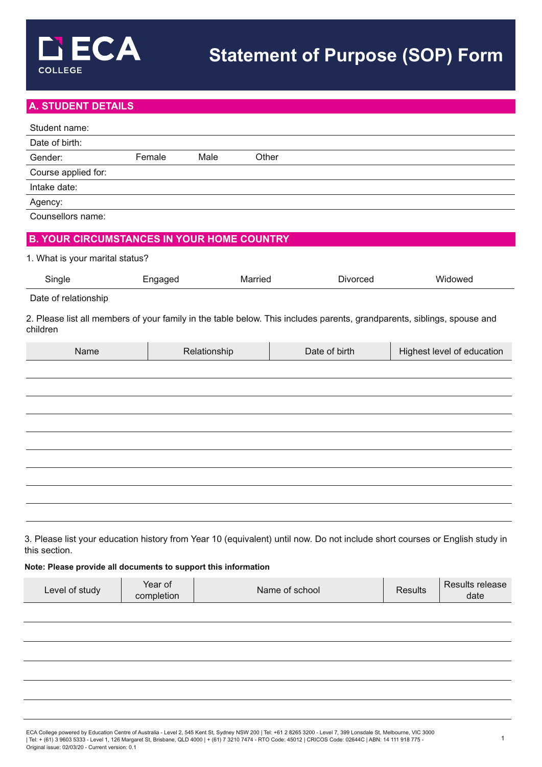# ECA COLLEGE

# Statement of Purpose (SOP) Form

## A. STUDENT DETAILS

Student name:

Date of birth:

Gender: Female Male Other

Course applied for:

Intake date:

Agency:

Counsellors name:

## B. YOUR CIRCUMSTANCES IN YOUR HOME COUNTRY

1. What is your marital status?

Single Engaged Married Divorced Widowed

Date of relationship

2. Please list all members of your family in the table below. This includes parents, grandparents, siblings, spouse and children

| Name | Relationship | Date of birth | Highest level of education |
|---|---|---|---|
| | | | |
| | | | |
| | | | |
| | | | |
| | | | |
| | | | |
| | | | |
| | | | |
| | | | |

3. Please list your education history from Year 10 (equivalent) until now. Do not include short courses or English study in this section.

**Note: Please provide all documents to support this information**

| Level of study | Year of completion | Name of school | Results | Results release date |
|---|---|---|---|---|
| | | | | |
| | | | | |
| | | | | |
| | | | | |
| | | | | |
| | | | | |

ECA College powered by Education Centre of Australia - Level 2, 545 Kent St, Sydney NSW 200 | Tel: +61 2 8265 3200 - Level 7, 399 Lonsdale St, Melbourne, VIC 3000 | Tel: + (61) 3 9603 5333 - Level 1, 126 Margaret St, Brisbane, QLD 4000 | + (61) 7 3210 7474 - RTO Code: 45012 | CRICOS Code: 02644C | ABN: 14 111 918 775 - Original issue: 02/03/20 - Current version: 0.1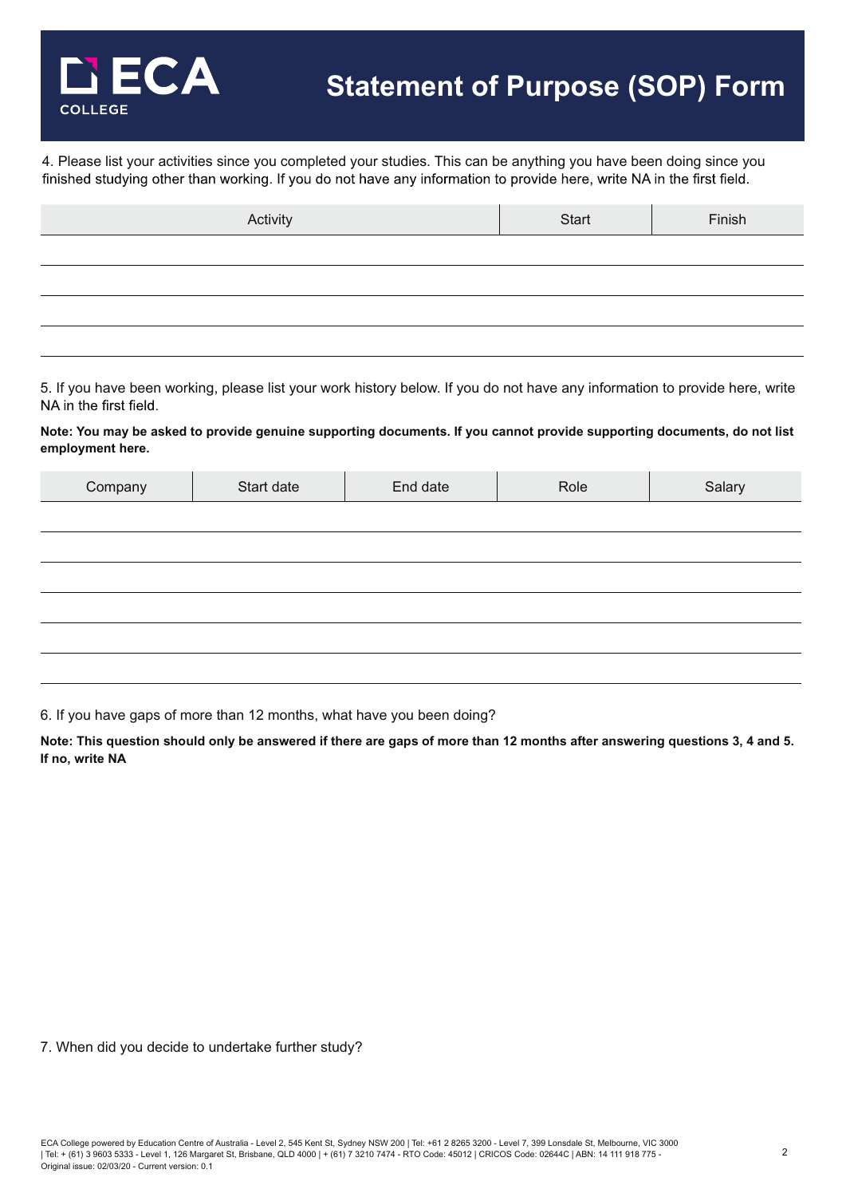# Statement of Purpose (SOP) Form

4. Please list your activities since you completed your studies. This can be anything you have been doing since you finished studying other than working. If you do not have any information to provide here, write NA in the first field.

| Activity | Start | Finish |
|---|---|---|
| | | |
| | | |
| | | |
| | | |

5. If you have been working, please list your work history below. If you do not have any information to provide here, write NA in the first field.

**Note: You may be asked to provide genuine supporting documents. If you cannot provide supporting documents, do not list employment here.**

| Company | Start date | End date | Role | Salary |
|---|---|---|---|---|
| | | | | |
| | | | | |
| | | | | |
| | | | | |
| | | | | |
| | | | | |

6. If you have gaps of more than 12 months, what have you been doing?

**Note: This question should only be answered if there are gaps of more than 12 months after answering questions 3, 4 and 5. If no, write NA**

7. When did you decide to undertake further study?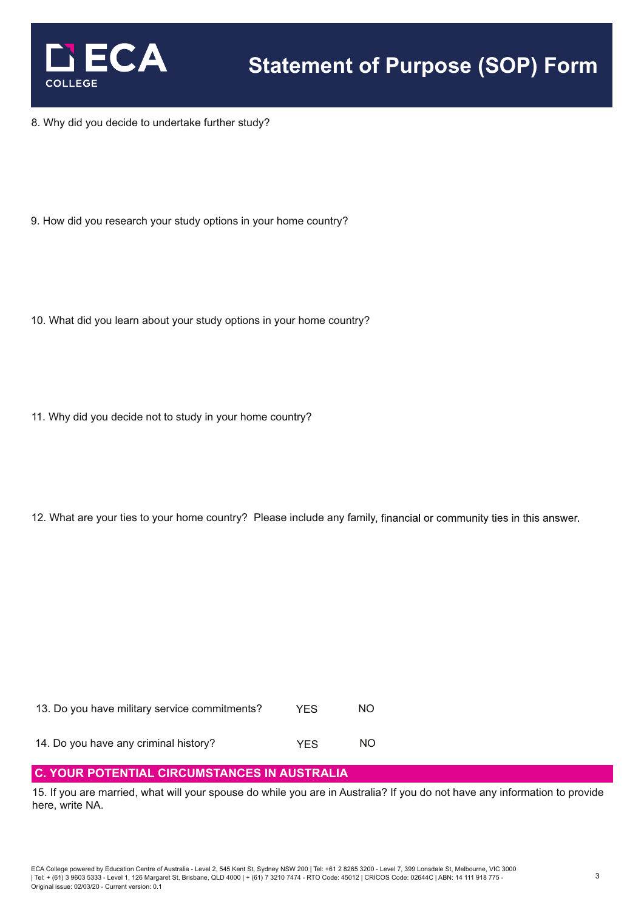8. Why did you decide to undertake further study?

9. How did you research your study options in your home country?

10. What did you learn about your study options in your home country?

11. Why did you decide not to study in your home country?

12. What are your ties to your home country? Please include any family, financial or community ties in this answer.

| | | |
|---|---|---|
| 13. Do you have military service commitments? | YES | NO |
| 14. Do you have any criminal history? | YES | NO |

## C. YOUR POTENTIAL CIRCUMSTANCES IN AUSTRALIA

15. If you are married, what will your spouse do while you are in Australia? If you do not have any information to provide here, write NA.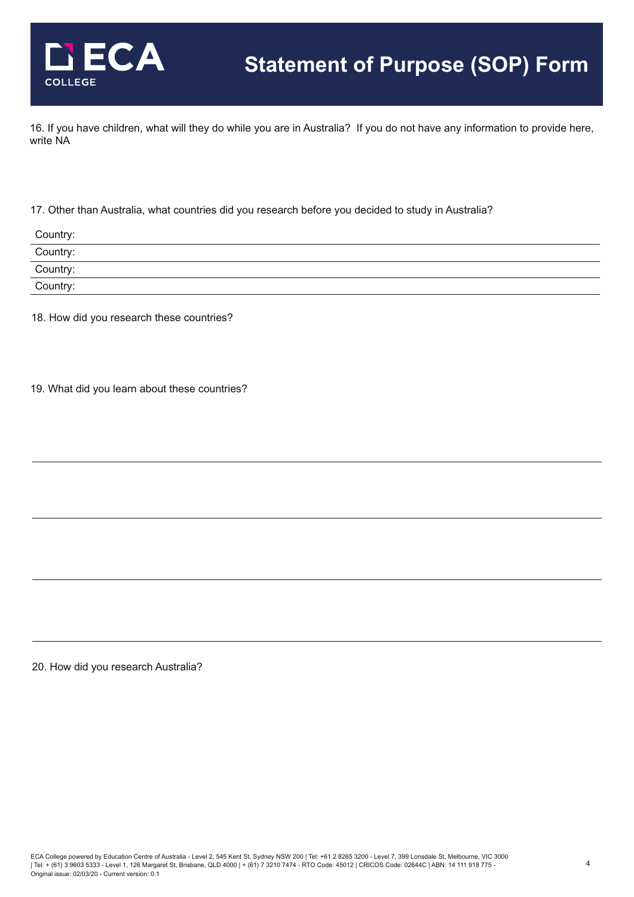# Statement of Purpose (SOP) Form

16. If you have children, what will they do while you are in Australia? If you do not have any information to provide here, write NA

17. Other than Australia, what countries did you research before you decided to study in Australia?

Country:

Country:

Country:

Country:

18. How did you research these countries?

19. What did you learn about these countries?

20. How did you research Australia?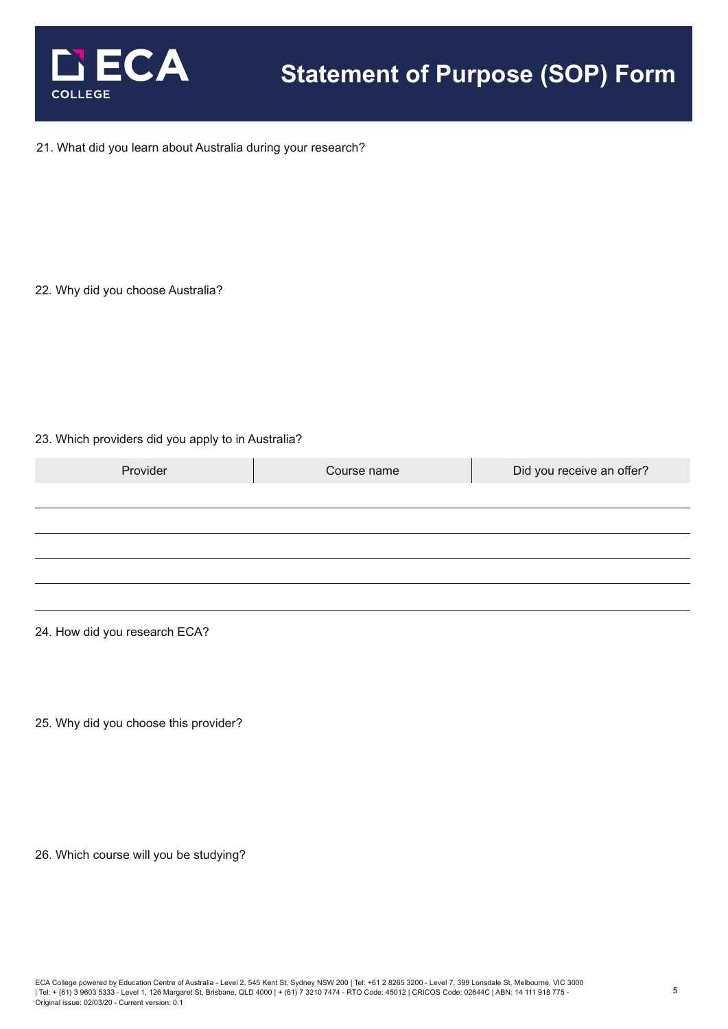# Statement of Purpose (SOP) Form

21. What did you learn about Australia during your research?

22. Why did you choose Australia?

23. Which providers did you apply to in Australia?

| Provider | Course name | Did you receive an offer? |
| --- | --- | --- |
| | | |
| | | |
| | | |
| | | |
| | | |

24. How did you research ECA?

25. Why did you choose this provider?

26. Which course will you be studying?

ECA College powered by Education Centre of Australia - Level 2, 545 Kent St, Sydney NSW 200 | Tel: +61 2 8265 3200 - Level 7, 399 Lonsdale St, Melbourne, VIC 3000 | Tel: + (61) 3 9603 5333 - Level 1, 126 Margaret St, Brisbane, QLD 4000 | + (61) 7 3210 7474 - RTO Code: 45012 | CRICOS Code: 02644C | ABN: 14 111 918 775 - Original issue: 02/03/20 - Current version: 0.1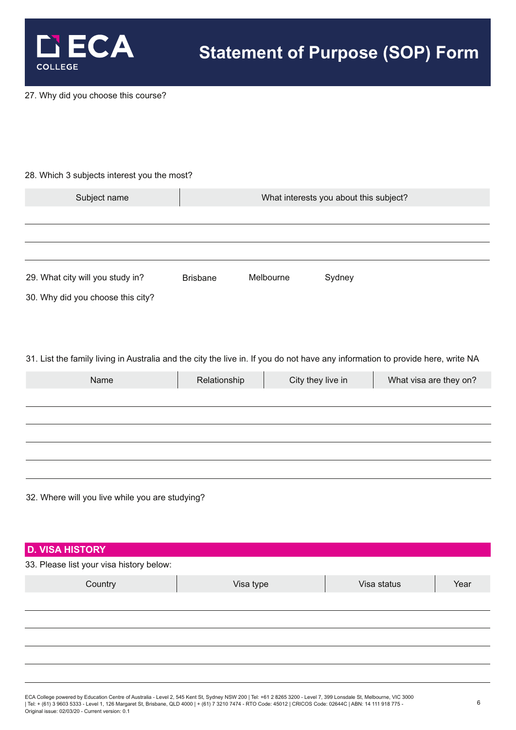# Statement of Purpose (SOP) Form

27. Why did you choose this course?

28. Which 3 subjects interest you the most?

| Subject name | What interests you about this subject? |
|---|---|
| | |
| | |
| | |

29. What city will you study in? Brisbane Melbourne Sydney

30. Why did you choose this city?

31. List the family living in Australia and the city the live in. If you do not have any information to provide here, write NA

| Name | Relationship | City they live in | What visa are they on? |
|---|---|---|---|
| | | | |
| | | | |
| | | | |
| | | | |
| | | | |

32. Where will you live while you are studying?

## D. VISA HISTORY

33. Please list your visa history below:

| Country | Visa type | Visa status | Year |
|---|---|---|---|
| | | | |
| | | | |
| | | | |
| | | | |
| | | | |

ECA College powered by Education Centre of Australia - Level 2, 545 Kent St, Sydney NSW 200 | Tel: +61 2 8265 3200 - Level 7, 399 Lonsdale St, Melbourne, VIC 3000 | Tel: + (61) 3 9603 5333 - Level 1, 126 Margaret St, Brisbane, QLD 4000 | + (61) 7 3210 7474 - RTO Code: 45012 | CRICOS Code: 02644C | ABN: 14 111 918 775 - Original issue: 02/03/20 - Current version: 0.1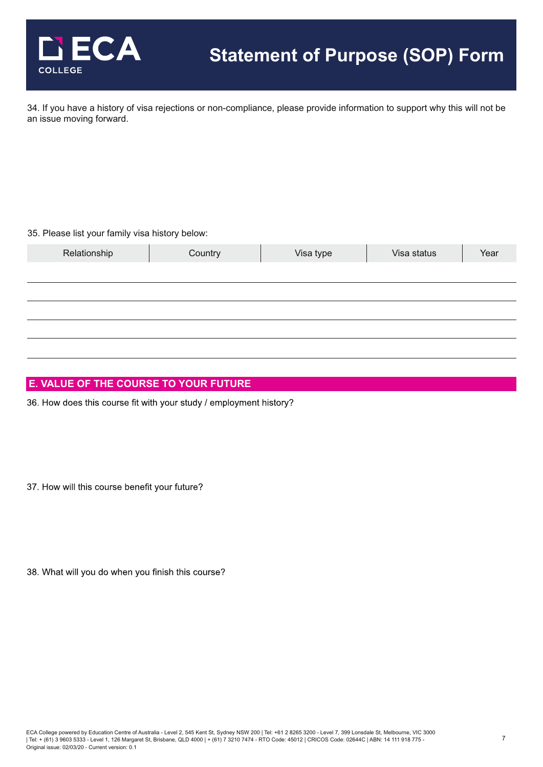34. If you have a history of visa rejections or non-compliance, please provide information to support why this will not be an issue moving forward.

35. Please list your family visa history below:

| Relationship | Country | Visa type | Visa status | Year |
|---|---|---|---|---|
| | | | | |
| | | | | |
| | | | | |
| | | | | |
| | | | | |

## E. VALUE OF THE COURSE TO YOUR FUTURE

36. How does this course fit with your study / employment history?

37. How will this course benefit your future?

38. What will you do when you finish this course?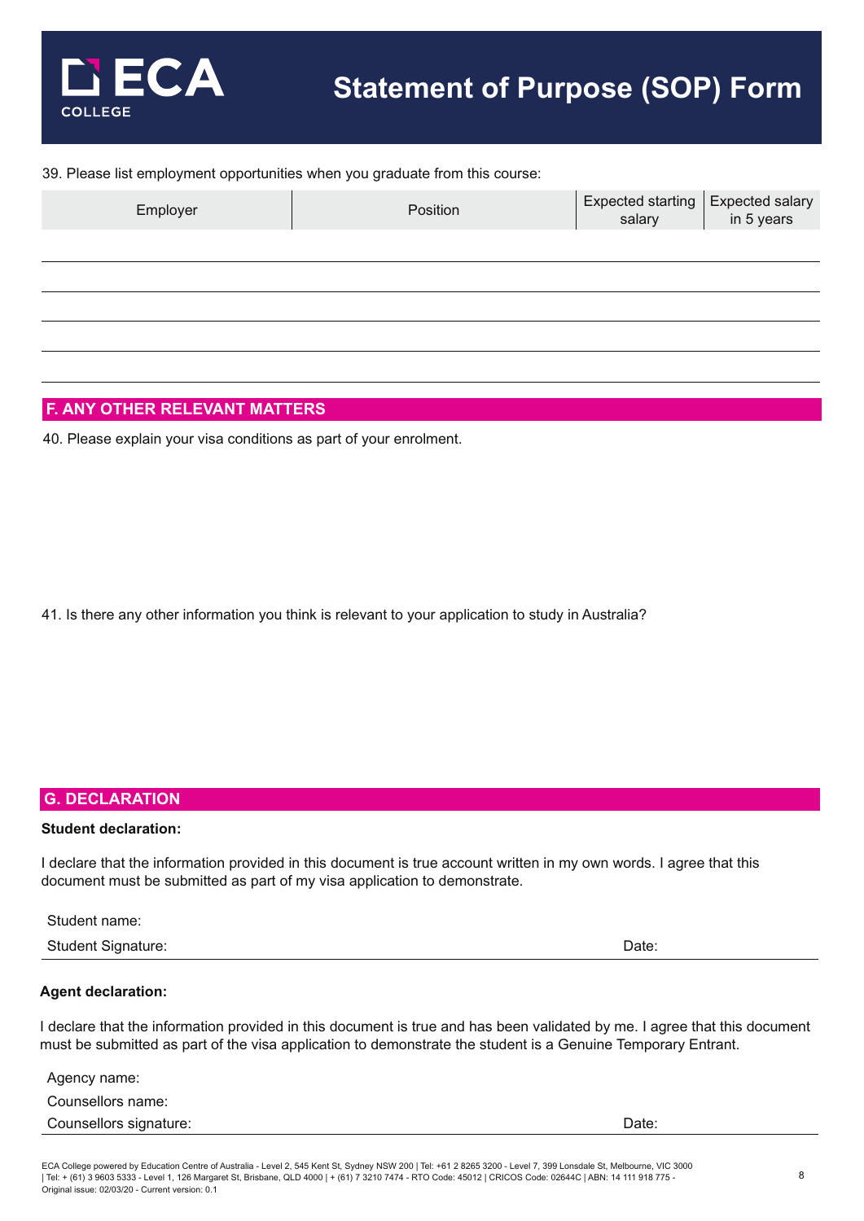# Statement of Purpose (SOP) Form

39. Please list employment opportunities when you graduate from this course:

| Employer | Position | Expected starting salary | Expected salary in 5 years |
|---|---|---|---|
| | | | |
| | | | |
| | | | |
| | | | |
| | | | |

## F. ANY OTHER RELEVANT MATTERS

40. Please explain your visa conditions as part of your enrolment.

41. Is there any other information you think is relevant to your application to study in Australia?

## G. DECLARATION

**Student declaration:**

I declare that the information provided in this document is true account written in my own words. I agree that this document must be submitted as part of my visa application to demonstrate.

Student name:

Student Signature: Date:

**Agent declaration:**

I declare that the information provided in this document is true and has been validated by me. I agree that this document must be submitted as part of the visa application to demonstrate the student is a Genuine Temporary Entrant.

Agency name:

Counsellors name:

Counsellors signature: Date:

ECA College powered by Education Centre of Australia - Level 2, 545 Kent St, Sydney NSW 200 | Tel: +61 2 8265 3200 - Level 7, 399 Lonsdale St, Melbourne, VIC 3000 | Tel: + (61) 3 9603 5333 - Level 1, 126 Margaret St, Brisbane, QLD 4000 | + (61) 7 3210 7474 - RTO Code: 45012 | CRICOS Code: 02644C | ABN: 14 111 918 775 - Original issue: 02/03/20 - Current version: 0.1